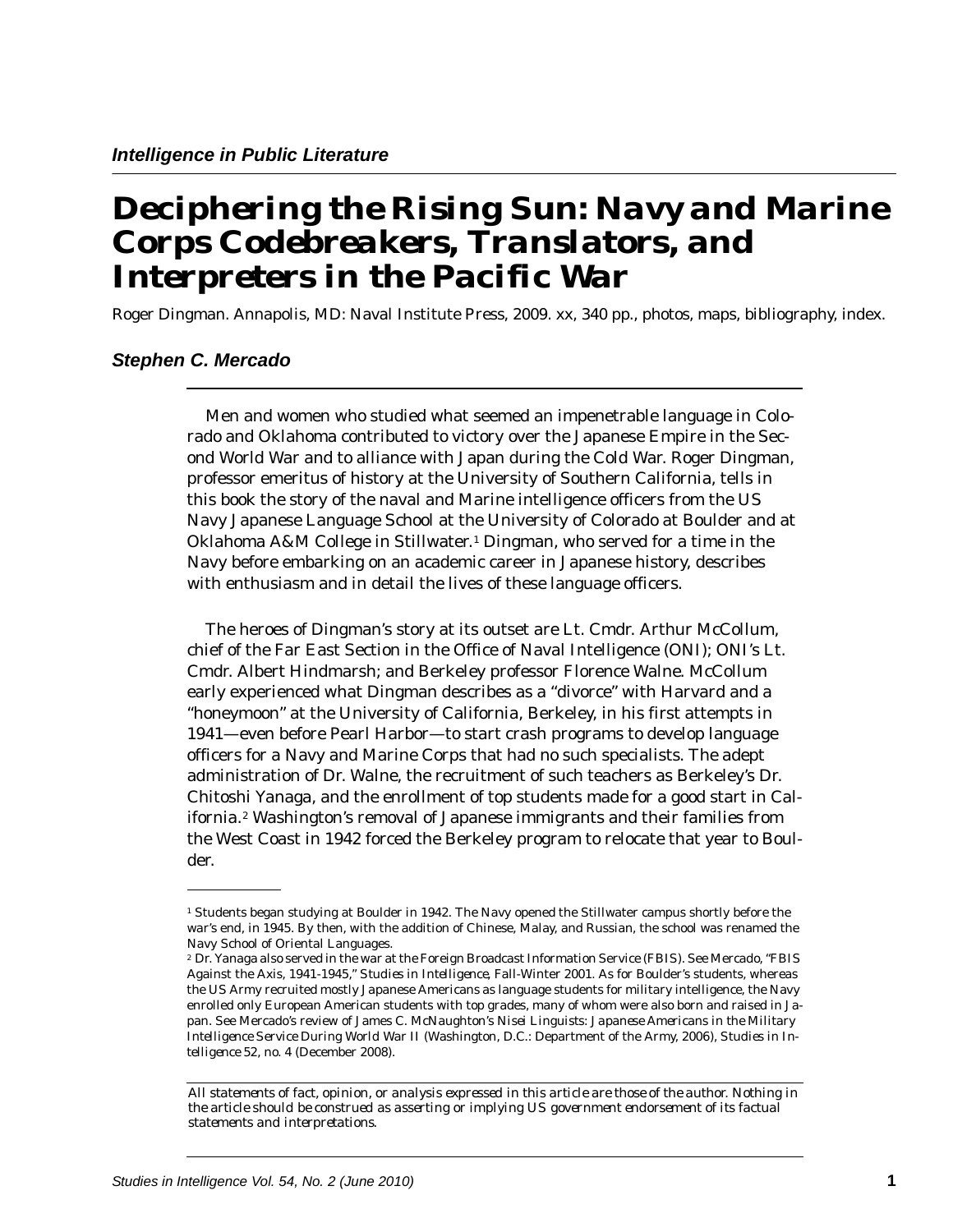*Intelligence in Public Literature*

# Deciphering the Rising Sun: Navy and Marine Corps Codebreakers, Translators, and Interpreters in the Pacific War

Roger Dingman. Annapolis, MD: Naval Institute Press, 2009. xx, 340 pp., photos, maps, bibliography, index.

***Stephen C. Mercado***

Men and women who studied what seemed an impenetrable language in Colorado and Oklahoma contributed to victory over the Japanese Empire in the Second World War and to alliance with Japan during the Cold War. Roger Dingman, professor emeritus of history at the University of Southern California, tells in this book the story of the naval and Marine intelligence officers from the US Navy Japanese Language School at the University of Colorado at Boulder and at Oklahoma A&M College in Stillwater.[1] Dingman, who served for a time in the Navy before embarking on an academic career in Japanese history, describes with enthusiasm and in detail the lives of these language officers.

The heroes of Dingman's story at its outset are Lt. Cmdr. Arthur McCollum, chief of the Far East Section in the Office of Naval Intelligence (ONI); ONI's Lt. Cmdr. Albert Hindmarsh; and Berkeley professor Florence Walne. McCollum early experienced what Dingman describes as a "divorce" with Harvard and a "honeymoon" at the University of California, Berkeley, in his first attempts in 1941—even before Pearl Harbor—to start crash programs to develop language officers for a Navy and Marine Corps that had no such specialists. The adept administration of Dr. Walne, the recruitment of such teachers as Berkeley's Dr. Chitoshi Yanaga, and the enrollment of top students made for a good start in California.[2] Washington's removal of Japanese immigrants and their families from the West Coast in 1942 forced the Berkeley program to relocate that year to Boulder.

---

[1] Students began studying at Boulder in 1942. The Navy opened the Stillwater campus shortly before the war's end, in 1945. By then, with the addition of Chinese, Malay, and Russian, the school was renamed the Navy School of Oriental Languages.

[2] Dr. Yanaga also served in the war at the Foreign Broadcast Information Service (FBIS). See Mercado, "FBIS Against the Axis, 1941-1945," *Studies in Intelligence*, Fall-Winter 2001. As for Boulder's students, whereas the US Army recruited mostly Japanese Americans as language students for military intelligence, the Navy enrolled only European American students with top grades, many of whom were also born and raised in Japan. See Mercado's review of James C. McNaughton's *Nisei Linguists: Japanese Americans in the Military Intelligence Service During World War II* (Washington, D.C.: Department of the Army, 2006), *Studies in Intelligence* 52, no. 4 (December 2008).

---

*All statements of fact, opinion, or analysis expressed in this article are those of the author. Nothing in the article should be construed as asserting or implying US government endorsement of its factual statements and interpretations.*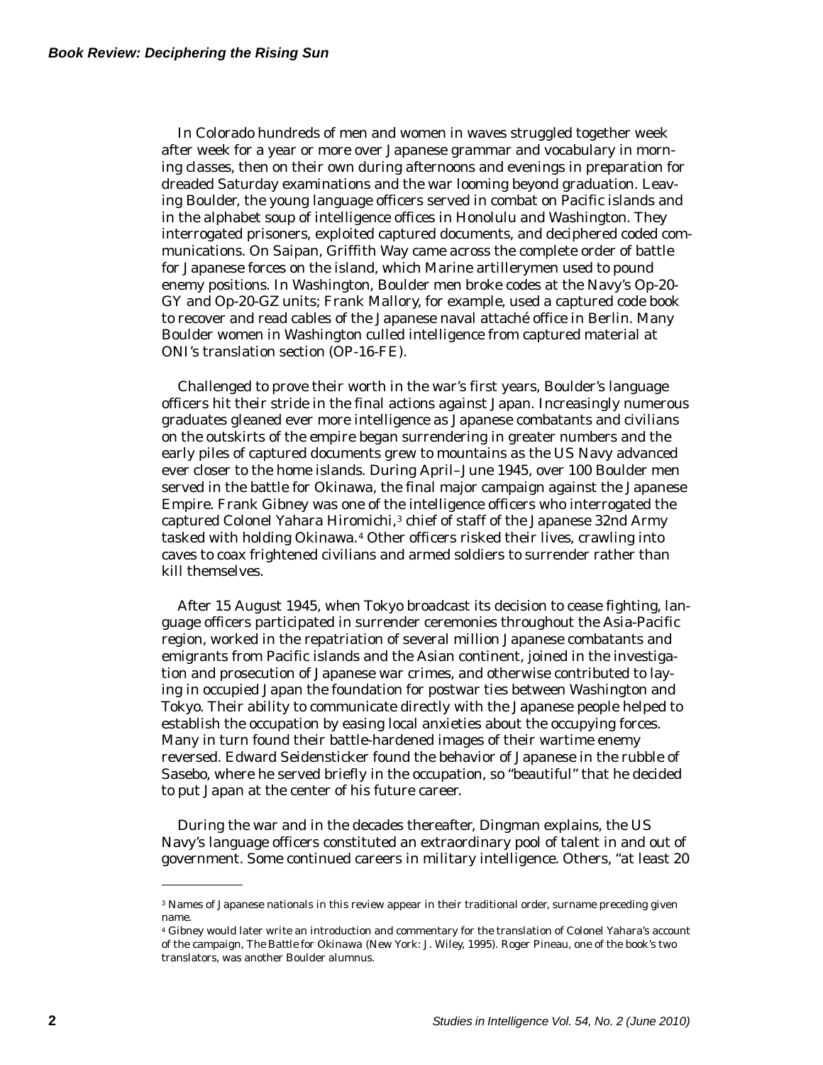In Colorado hundreds of men and women in waves struggled together week after week for a year or more over Japanese grammar and vocabulary in morning classes, then on their own during afternoons and evenings in preparation for dreaded Saturday examinations and the war looming beyond graduation. Leaving Boulder, the young language officers served in combat on Pacific islands and in the alphabet soup of intelligence offices in Honolulu and Washington. They interrogated prisoners, exploited captured documents, and deciphered coded communications. On Saipan, Griffith Way came across the complete order of battle for Japanese forces on the island, which Marine artillerymen used to pound enemy positions. In Washington, Boulder men broke codes at the Navy's Op-20-GY and Op-20-GZ units; Frank Mallory, for example, used a captured code book to recover and read cables of the Japanese naval attaché office in Berlin. Many Boulder women in Washington culled intelligence from captured material at ONI's translation section (OP-16-FE).

Challenged to prove their worth in the war's first years, Boulder's language officers hit their stride in the final actions against Japan. Increasingly numerous graduates gleaned ever more intelligence as Japanese combatants and civilians on the outskirts of the empire began surrendering in greater numbers and the early piles of captured documents grew to mountains as the US Navy advanced ever closer to the home islands. During April–June 1945, over 100 Boulder men served in the battle for Okinawa, the final major campaign against the Japanese Empire. Frank Gibney was one of the intelligence officers who interrogated the captured Colonel Yahara Hiromichi,[3] chief of staff of the Japanese 32nd Army tasked with holding Okinawa.[4] Other officers risked their lives, crawling into caves to coax frightened civilians and armed soldiers to surrender rather than kill themselves.

After 15 August 1945, when Tokyo broadcast its decision to cease fighting, language officers participated in surrender ceremonies throughout the Asia-Pacific region, worked in the repatriation of several million Japanese combatants and emigrants from Pacific islands and the Asian continent, joined in the investigation and prosecution of Japanese war crimes, and otherwise contributed to laying in occupied Japan the foundation for postwar ties between Washington and Tokyo. Their ability to communicate directly with the Japanese people helped to establish the occupation by easing local anxieties about the occupying forces. Many in turn found their battle-hardened images of their wartime enemy reversed. Edward Seidensticker found the behavior of Japanese in the rubble of Sasebo, where he served briefly in the occupation, so "beautiful" that he decided to put Japan at the center of his future career.

During the war and in the decades thereafter, Dingman explains, the US Navy's language officers constituted an extraordinary pool of talent in and out of government. Some continued careers in military intelligence. Others, "at least 20

---

[3] Names of Japanese nationals in this review appear in their traditional order, surname preceding given name.

[4] Gibney would later write an introduction and commentary for the translation of Colonel Yahara's account of the campaign, *The Battle for Okinawa* (New York: J. Wiley, 1995). Roger Pineau, one of the book's two translators, was another Boulder alumnus.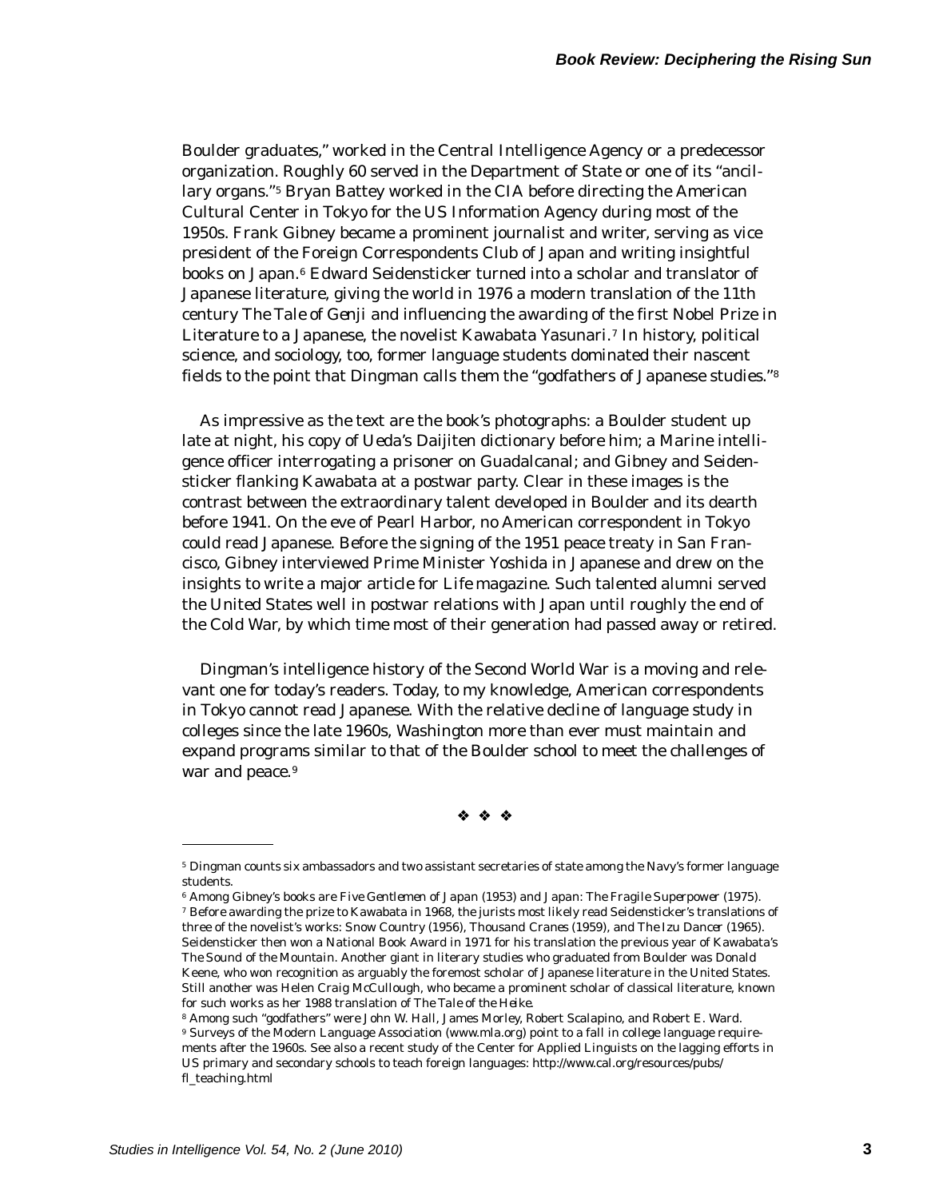Boulder graduates," worked in the Central Intelligence Agency or a predecessor organization. Roughly 60 served in the Department of State or one of its "ancillary organs."[5] Bryan Battey worked in the CIA before directing the American Cultural Center in Tokyo for the US Information Agency during most of the 1950s. Frank Gibney became a prominent journalist and writer, serving as vice president of the Foreign Correspondents Club of Japan and writing insightful books on Japan.[6] Edward Seidensticker turned into a scholar and translator of Japanese literature, giving the world in 1976 a modern translation of the 11th century *The Tale of Genji* and influencing the awarding of the first Nobel Prize in Literature to a Japanese, the novelist Kawabata Yasunari.[7] In history, political science, and sociology, too, former language students dominated their nascent fields to the point that Dingman calls them the "godfathers of Japanese studies."[8]

As impressive as the text are the book's photographs: a Boulder student up late at night, his copy of Ueda's Daijiten dictionary before him; a Marine intelligence officer interrogating a prisoner on Guadalcanal; and Gibney and Seidensticker flanking Kawabata at a postwar party. Clear in these images is the contrast between the extraordinary talent developed in Boulder and its dearth before 1941. On the eve of Pearl Harbor, no American correspondent in Tokyo could read Japanese. Before the signing of the 1951 peace treaty in San Francisco, Gibney interviewed Prime Minister Yoshida in Japanese and drew on the insights to write a major article for *Life* magazine. Such talented alumni served the United States well in postwar relations with Japan until roughly the end of the Cold War, by which time most of their generation had passed away or retired.

Dingman's intelligence history of the Second World War is a moving and relevant one for today's readers. Today, to my knowledge, American correspondents in Tokyo cannot read Japanese. With the relative decline of language study in colleges since the late 1960s, Washington more than ever must maintain and expand programs similar to that of the Boulder school to meet the challenges of war and peace.[9]

❖ ❖ ❖

[5] Dingman counts six ambassadors and two assistant secretaries of state among the Navy's former language students.

[6] Among Gibney's books are *Five Gentlemen of Japan* (1953) and *Japan: The Fragile Superpower* (1975).

[7] Before awarding the prize to Kawabata in 1968, the jurists most likely read Seidensticker's translations of three of the novelist's works: *Snow Country* (1956), *Thousand Cranes* (1959), and *The Izu Dancer* (1965). Seidensticker then won a National Book Award in 1971 for his translation the previous year of Kawabata's *The Sound of the Mountain*. Another giant in literary studies who graduated from Boulder was Donald Keene, who won recognition as arguably the foremost scholar of Japanese literature in the United States. Still another was Helen Craig McCullough, who became a prominent scholar of classical literature, known for such works as her 1988 translation of *The Tale of the Heike*.

[8] Among such "godfathers" were John W. Hall, James Morley, Robert Scalapino, and Robert E. Ward.

[9] Surveys of the Modern Language Association (www.mla.org) point to a fall in college language requirements after the 1960s. See also a recent study of the Center for Applied Linguists on the lagging efforts in US primary and secondary schools to teach foreign languages: http://www.cal.org/resources/pubs/fl_teaching.html